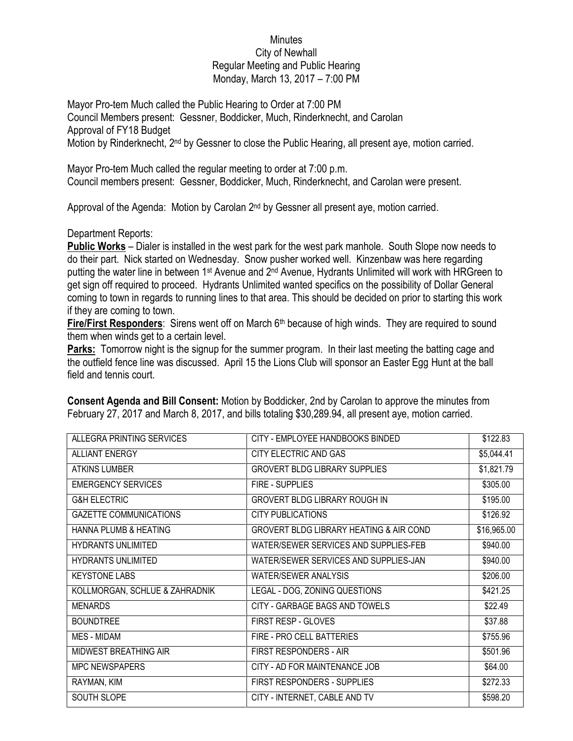Minutes
City of Newhall
Regular Meeting and Public Hearing
Monday, March 13, 2017 – 7:00 PM

Mayor Pro-tem Much called the Public Hearing to Order at 7:00 PM
Council Members present: Gessner, Boddicker, Much, Rinderknecht, and Carolan
Approval of FY18 Budget
Motion by Rinderknecht, 2nd by Gessner to close the Public Hearing, all present aye, motion carried.

Mayor Pro-tem Much called the regular meeting to order at 7:00 p.m.
Council members present: Gessner, Boddicker, Much, Rinderknecht, and Carolan were present.

Approval of the Agenda: Motion by Carolan 2nd by Gessner all present aye, motion carried.

Department Reports:

**Public Works** – Dialer is installed in the west park for the west park manhole. South Slope now needs to do their part. Nick started on Wednesday. Snow pusher worked well. Kinzenbaw was here regarding putting the water line in between 1st Avenue and 2nd Avenue, Hydrants Unlimited will work with HRGreen to get sign off required to proceed. Hydrants Unlimited wanted specifics on the possibility of Dollar General coming to town in regards to running lines to that area. This should be decided on prior to starting this work if they are coming to town.

**Fire/First Responders**: Sirens went off on March 6th because of high winds. They are required to sound them when winds get to a certain level.

**Parks:** Tomorrow night is the signup for the summer program. In their last meeting the batting cage and the outfield fence line was discussed. April 15 the Lions Club will sponsor an Easter Egg Hunt at the ball field and tennis court.

**Consent Agenda and Bill Consent:** Motion by Boddicker, 2nd by Carolan to approve the minutes from February 27, 2017 and March 8, 2017, and bills totaling $30,289.94, all present aye, motion carried.

| | | |
|---|---|---|
| ALLEGRA PRINTING SERVICES | CITY - EMPLOYEE HANDBOOKS BINDED | $122.83 |
| ALLIANT ENERGY | CITY ELECTRIC AND GAS | $5,044.41 |
| ATKINS LUMBER | GROVERT BLDG LIBRARY SUPPLIES | $1,821.79 |
| EMERGENCY SERVICES | FIRE - SUPPLIES | $305.00 |
| G&H ELECTRIC | GROVERT BLDG LIBRARY ROUGH IN | $195.00 |
| GAZETTE COMMUNICATIONS | CITY PUBLICATIONS | $126.92 |
| HANNA PLUMB & HEATING | GROVERT BLDG LIBRARY HEATING & AIR COND | $16,965.00 |
| HYDRANTS UNLIMITED | WATER/SEWER SERVICES AND SUPPLIES-FEB | $940.00 |
| HYDRANTS UNLIMITED | WATER/SEWER SERVICES AND SUPPLIES-JAN | $940.00 |
| KEYSTONE LABS | WATER/SEWER ANALYSIS | $206.00 |
| KOLLMORGAN, SCHLUE & ZAHRADNIK | LEGAL - DOG, ZONING QUESTIONS | $421.25 |
| MENARDS | CITY - GARBAGE BAGS AND TOWELS | $22.49 |
| BOUNDTREE | FIRST RESP - GLOVES | $37.88 |
| MES - MIDAM | FIRE - PRO CELL BATTERIES | $755.96 |
| MIDWEST BREATHING AIR | FIRST RESPONDERS - AIR | $501.96 |
| MPC NEWSPAPERS | CITY - AD FOR MAINTENANCE JOB | $64.00 |
| RAYMAN, KIM | FIRST RESPONDERS - SUPPLIES | $272.33 |
| SOUTH SLOPE | CITY - INTERNET, CABLE AND TV | $598.20 |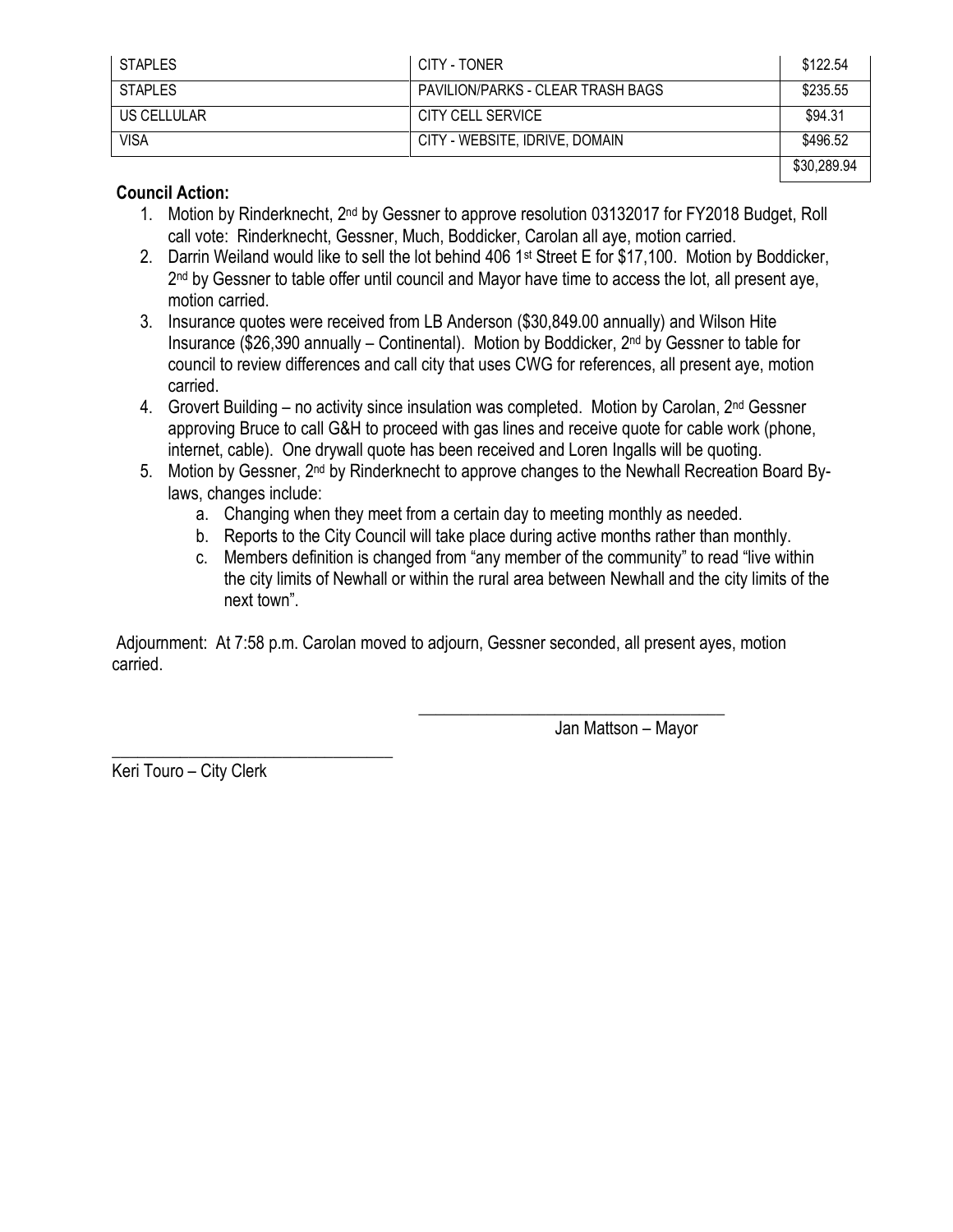| | | |
|---|---|---|
| STAPLES | CITY - TONER | \$122.54 |
| STAPLES | PAVILION/PARKS - CLEAR TRASH BAGS | \$235.55 |
| US CELLULAR | CITY CELL SERVICE | \$94.31 |
| VISA | CITY - WEBSITE, IDRIVE, DOMAIN | \$496.52 |
| | | \$30,289.94 |

**Council Action:**

1. Motion by Rinderknecht, 2nd by Gessner to approve resolution 03132017 for FY2018 Budget, Roll call vote: Rinderknecht, Gessner, Much, Boddicker, Carolan all aye, motion carried.
2. Darrin Weiland would like to sell the lot behind 406 1st Street E for \$17,100. Motion by Boddicker, 2nd by Gessner to table offer until council and Mayor have time to access the lot, all present aye, motion carried.
3. Insurance quotes were received from LB Anderson (\$30,849.00 annually) and Wilson Hite Insurance (\$26,390 annually – Continental). Motion by Boddicker, 2nd by Gessner to table for council to review differences and call city that uses CWG for references, all present aye, motion carried.
4. Grovert Building – no activity since insulation was completed. Motion by Carolan, 2nd Gessner approving Bruce to call G&H to proceed with gas lines and receive quote for cable work (phone, internet, cable). One drywall quote has been received and Loren Ingalls will be quoting.
5. Motion by Gessner, 2nd by Rinderknecht to approve changes to the Newhall Recreation Board By-laws, changes include:
   a. Changing when they meet from a certain day to meeting monthly as needed.
   b. Reports to the City Council will take place during active months rather than monthly.
   c. Members definition is changed from "any member of the community" to read "live within the city limits of Newhall or within the rural area between Newhall and the city limits of the next town".

Adjournment: At 7:58 p.m. Carolan moved to adjourn, Gessner seconded, all present ayes, motion carried.

\_\_\_\_\_\_\_\_\_\_\_\_\_\_\_\_\_\_\_\_\_\_\_\_\_\_\_\_\_\_\_\_\_\_\_\_

Jan Mattson – Mayor

\_\_\_\_\_\_\_\_\_\_\_\_\_\_\_\_\_\_\_\_\_\_\_\_\_\_\_\_\_\_\_\_\_\_\_\_

Keri Touro – City Clerk